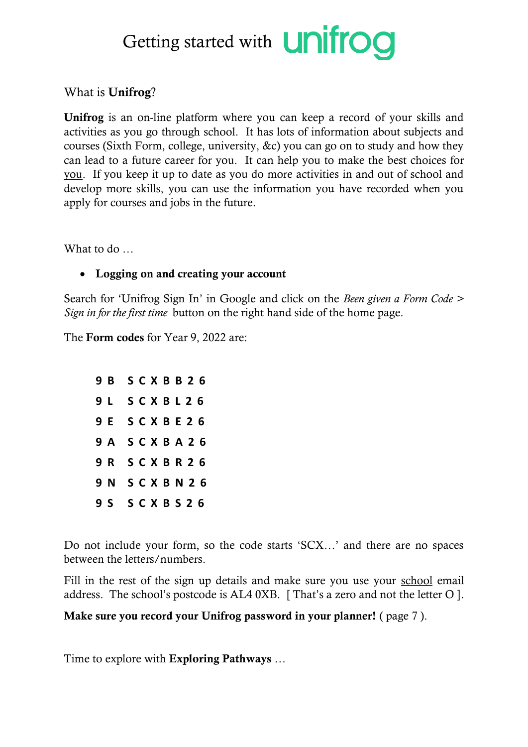# Getting started with unifrog

What is **Unifrog**?

**Unifrog** is an on-line platform where you can keep a record of your skills and activities as you go through school. It has lots of information about subjects and courses (Sixth Form, college, university, &c) you can go on to study and how they can lead to a future career for you. It can help you to make the best choices for you. If you keep it up to date as you do more activities in and out of school and develop more skills, you can use the information you have recorded when you apply for courses and jobs in the future.

What to do …

- **Logging on and creating your account**

Search for 'Unifrog Sign In' in Google and click on the *Been given a Form Code > Sign in for the first time* button on the right hand side of the home page.

The **Form codes** for Year 9, 2022 are:

**9 B  S C X B B 2 6**
**9 L  S C X B L 2 6**
**9 E  S C X B E 2 6**
**9 A  S C X B A 2 6**
**9 R  S C X B R 2 6**
**9 N  S C X B N 2 6**
**9 S  S C X B S 2 6**

Do not include your form, so the code starts 'SCX…' and there are no spaces between the letters/numbers.

Fill in the rest of the sign up details and make sure you use your school email address. The school's postcode is AL4 0XB. [ That's a zero and not the letter O ].

**Make sure you record your Unifrog password in your planner!** ( page 7 ).

Time to explore with **Exploring Pathways** …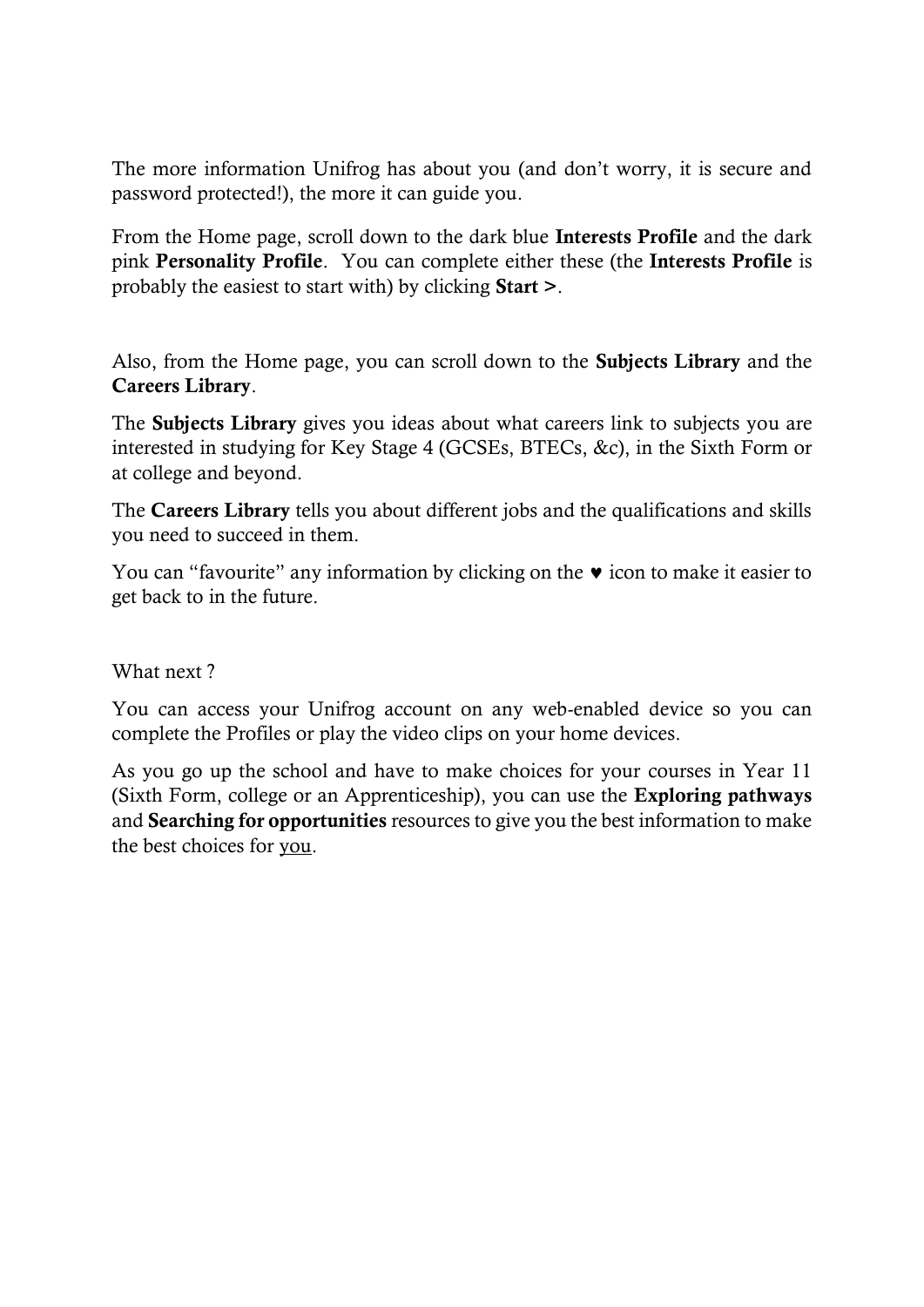The more information Unifrog has about you (and don't worry, it is secure and password protected!), the more it can guide you.

From the Home page, scroll down to the dark blue **Interests Profile** and the dark pink **Personality Profile**. You can complete either these (the **Interests Profile** is probably the easiest to start with) by clicking **Start >**.

Also, from the Home page, you can scroll down to the **Subjects Library** and the **Careers Library**.

The **Subjects Library** gives you ideas about what careers link to subjects you are interested in studying for Key Stage 4 (GCSEs, BTECs, &c), in the Sixth Form or at college and beyond.

The **Careers Library** tells you about different jobs and the qualifications and skills you need to succeed in them.

You can "favourite" any information by clicking on the ♥ icon to make it easier to get back to in the future.

What next ?

You can access your Unifrog account on any web-enabled device so you can complete the Profiles or play the video clips on your home devices.

As you go up the school and have to make choices for your courses in Year 11 (Sixth Form, college or an Apprenticeship), you can use the **Exploring pathways** and **Searching for opportunities** resources to give you the best information to make the best choices for <u>you</u>.